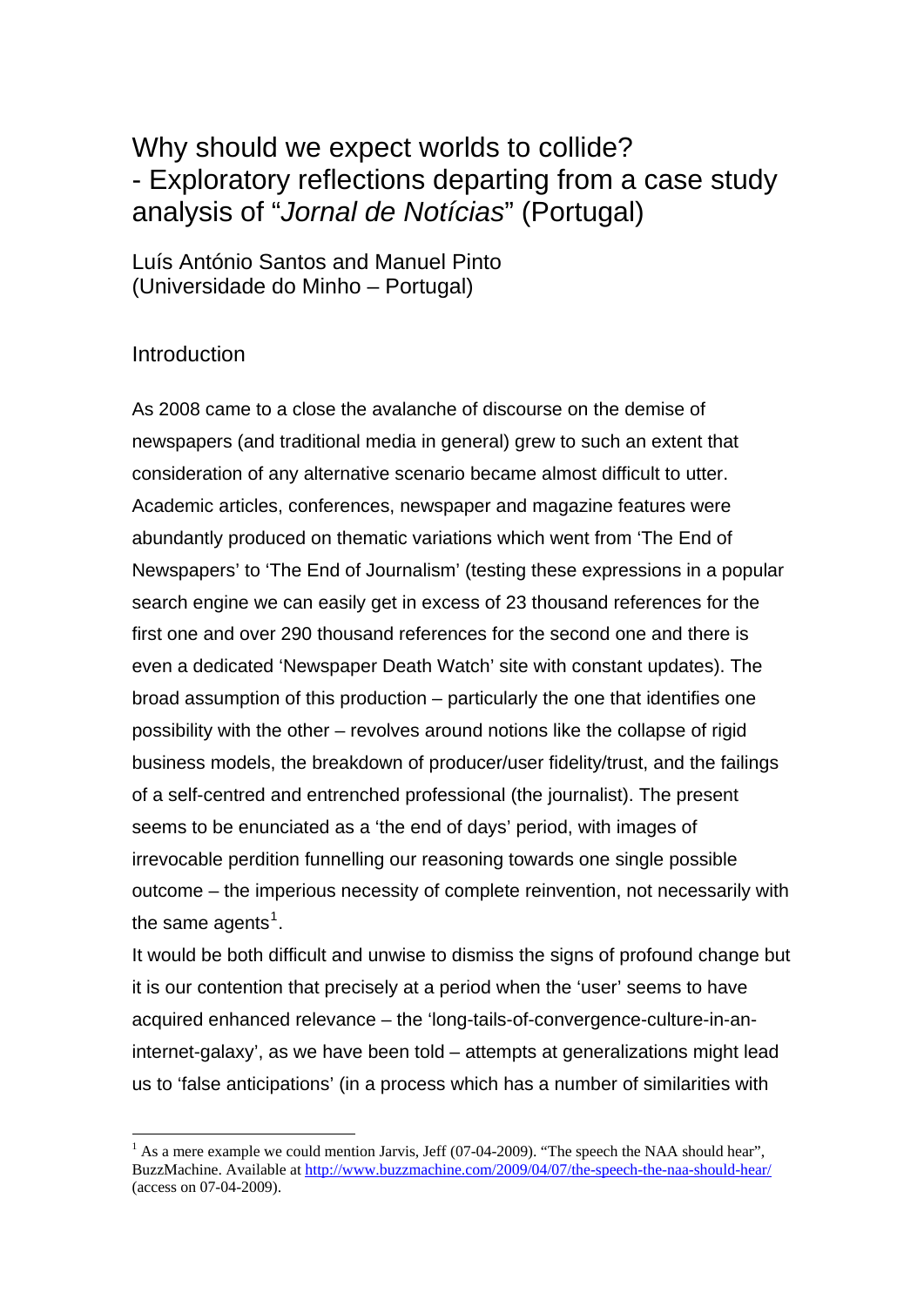# Why should we expect worlds to collide? - Exploratory reflections departing from a case study analysis of "*Jornal de Notícias*" (Portugal)

Luís António Santos and Manuel Pinto
(Universidade do Minho – Portugal)

## Introduction

As 2008 came to a close the avalanche of discourse on the demise of newspapers (and traditional media in general) grew to such an extent that consideration of any alternative scenario became almost difficult to utter. Academic articles, conferences, newspaper and magazine features were abundantly produced on thematic variations which went from 'The End of Newspapers' to 'The End of Journalism' (testing these expressions in a popular search engine we can easily get in excess of 23 thousand references for the first one and over 290 thousand references for the second one and there is even a dedicated 'Newspaper Death Watch' site with constant updates). The broad assumption of this production – particularly the one that identifies one possibility with the other – revolves around notions like the collapse of rigid business models, the breakdown of producer/user fidelity/trust, and the failings of a self-centred and entrenched professional (the journalist). The present seems to be enunciated as a 'the end of days' period, with images of irrevocable perdition funnelling our reasoning towards one single possible outcome – the imperious necessity of complete reinvention, not necessarily with the same agents[1].

It would be both difficult and unwise to dismiss the signs of profound change but it is our contention that precisely at a period when the 'user' seems to have acquired enhanced relevance – the 'long-tails-of-convergence-culture-in-an-internet-galaxy', as we have been told – attempts at generalizations might lead us to 'false anticipations' (in a process which has a number of similarities with

[1] As a mere example we could mention Jarvis, Jeff (07-04-2009). "The speech the NAA should hear", BuzzMachine. Available at http://www.buzzmachine.com/2009/04/07/the-speech-the-naa-should-hear/ (access on 07-04-2009).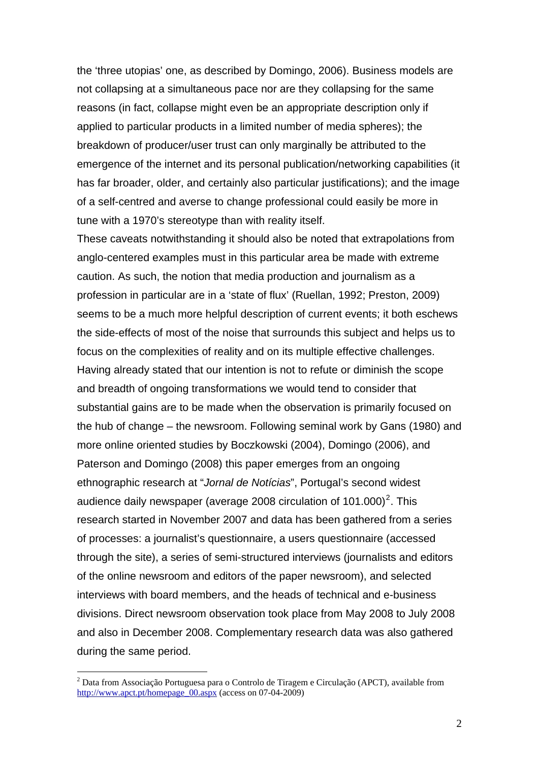the 'three utopias' one, as described by Domingo, 2006). Business models are not collapsing at a simultaneous pace nor are they collapsing for the same reasons (in fact, collapse might even be an appropriate description only if applied to particular products in a limited number of media spheres); the breakdown of producer/user trust can only marginally be attributed to the emergence of the internet and its personal publication/networking capabilities (it has far broader, older, and certainly also particular justifications); and the image of a self-centred and averse to change professional could easily be more in tune with a 1970's stereotype than with reality itself.

These caveats notwithstanding it should also be noted that extrapolations from anglo-centered examples must in this particular area be made with extreme caution. As such, the notion that media production and journalism as a profession in particular are in a 'state of flux' (Ruellan, 1992; Preston, 2009) seems to be a much more helpful description of current events; it both eschews the side-effects of most of the noise that surrounds this subject and helps us to focus on the complexities of reality and on its multiple effective challenges. Having already stated that our intention is not to refute or diminish the scope and breadth of ongoing transformations we would tend to consider that substantial gains are to be made when the observation is primarily focused on the hub of change – the newsroom. Following seminal work by Gans (1980) and more online oriented studies by Boczkowski (2004), Domingo (2006), and Paterson and Domingo (2008) this paper emerges from an ongoing ethnographic research at "*Jornal de Notícias*", Portugal's second widest audience daily newspaper (average 2008 circulation of 101.000)[2]. This research started in November 2007 and data has been gathered from a series of processes: a journalist's questionnaire, a users questionnaire (accessed through the site), a series of semi-structured interviews (journalists and editors of the online newsroom and editors of the paper newsroom), and selected interviews with board members, and the heads of technical and e-business divisions. Direct newsroom observation took place from May 2008 to July 2008 and also in December 2008. Complementary research data was also gathered during the same period.

[2] Data from Associação Portuguesa para o Controlo de Tiragem e Circulação (APCT), available from http://www.apct.pt/homepage_00.aspx (access on 07-04-2009)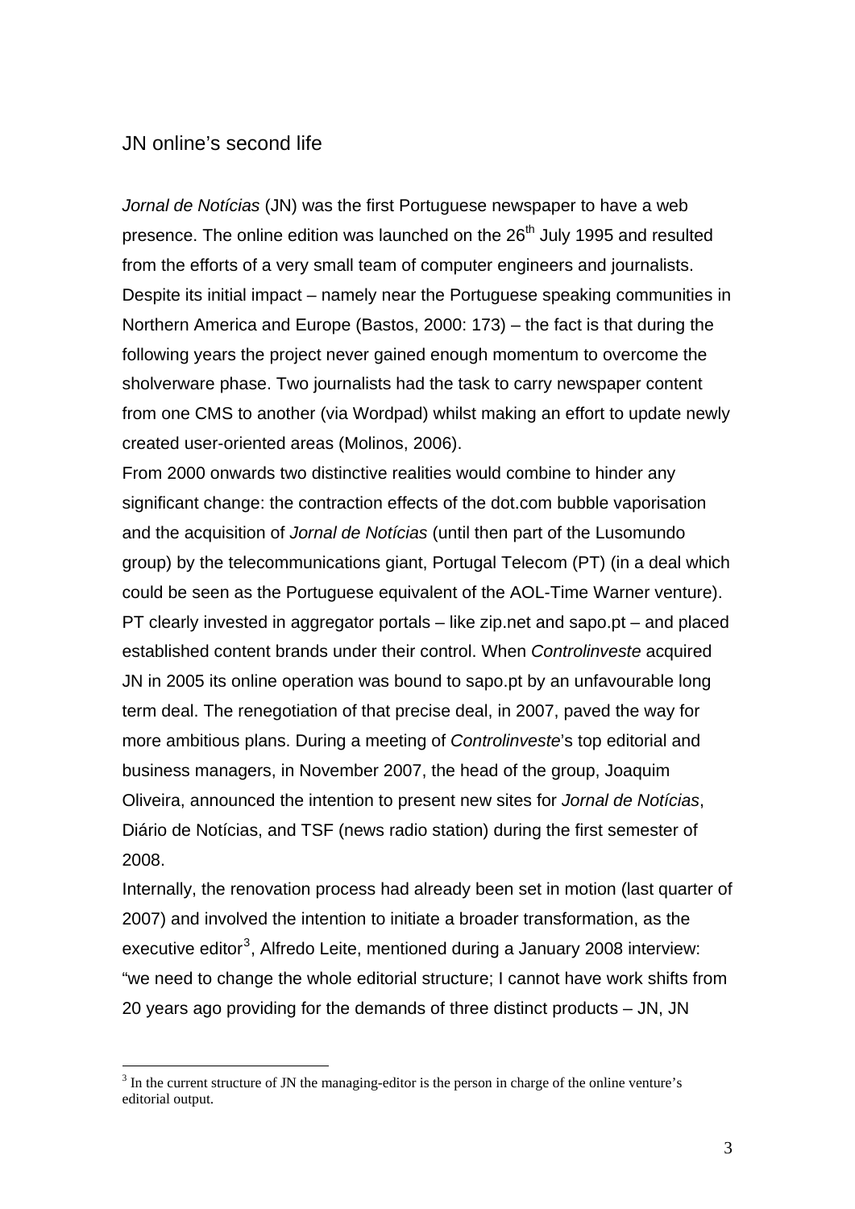## JN online's second life

*Jornal de Notícias* (JN) was the first Portuguese newspaper to have a web presence. The online edition was launched on the 26th July 1995 and resulted from the efforts of a very small team of computer engineers and journalists. Despite its initial impact – namely near the Portuguese speaking communities in Northern America and Europe (Bastos, 2000: 173) – the fact is that during the following years the project never gained enough momentum to overcome the sholverware phase. Two journalists had the task to carry newspaper content from one CMS to another (via Wordpad) whilst making an effort to update newly created user-oriented areas (Molinos, 2006).

From 2000 onwards two distinctive realities would combine to hinder any significant change: the contraction effects of the dot.com bubble vaporisation and the acquisition of *Jornal de Notícias* (until then part of the Lusomundo group) by the telecommunications giant, Portugal Telecom (PT) (in a deal which could be seen as the Portuguese equivalent of the AOL-Time Warner venture). PT clearly invested in aggregator portals – like zip.net and sapo.pt – and placed established content brands under their control. When *Controlinveste* acquired JN in 2005 its online operation was bound to sapo.pt by an unfavourable long term deal. The renegotiation of that precise deal, in 2007, paved the way for more ambitious plans. During a meeting of *Controlinveste*'s top editorial and business managers, in November 2007, the head of the group, Joaquim Oliveira, announced the intention to present new sites for *Jornal de Notícias*, Diário de Notícias, and TSF (news radio station) during the first semester of 2008.

Internally, the renovation process had already been set in motion (last quarter of 2007) and involved the intention to initiate a broader transformation, as the executive editor[3], Alfredo Leite, mentioned during a January 2008 interview: "we need to change the whole editorial structure; I cannot have work shifts from 20 years ago providing for the demands of three distinct products – JN, JN

[3] In the current structure of JN the managing-editor is the person in charge of the online venture's editorial output.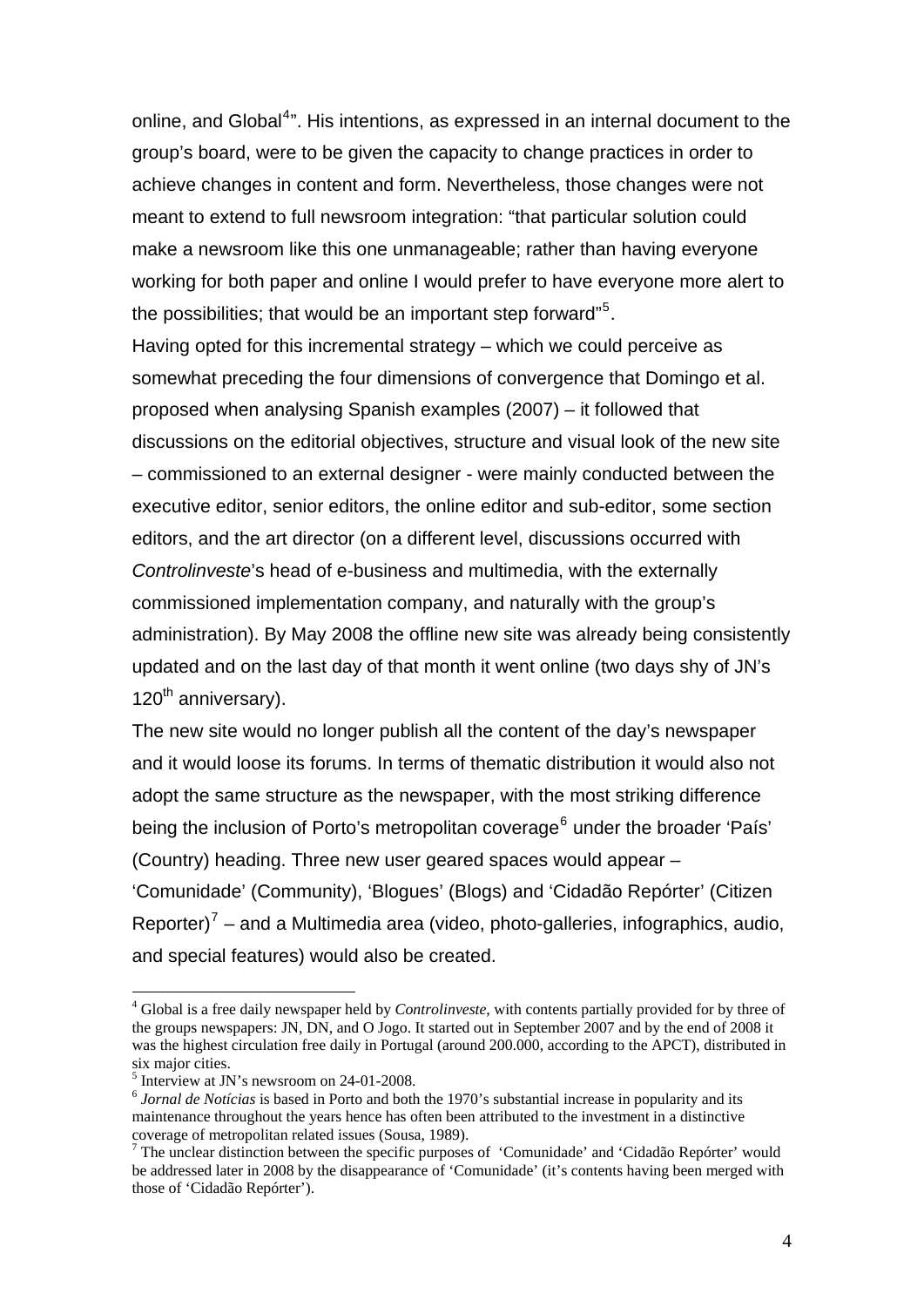online, and Global[4]". His intentions, as expressed in an internal document to the group's board, were to be given the capacity to change practices in order to achieve changes in content and form. Nevertheless, those changes were not meant to extend to full newsroom integration: "that particular solution could make a newsroom like this one unmanageable; rather than having everyone working for both paper and online I would prefer to have everyone more alert to the possibilities; that would be an important step forward"[5].

Having opted for this incremental strategy – which we could perceive as somewhat preceding the four dimensions of convergence that Domingo et al. proposed when analysing Spanish examples (2007) – it followed that discussions on the editorial objectives, structure and visual look of the new site – commissioned to an external designer - were mainly conducted between the executive editor, senior editors, the online editor and sub-editor, some section editors, and the art director (on a different level, discussions occurred with *Controlinveste*'s head of e-business and multimedia, with the externally commissioned implementation company, and naturally with the group's administration). By May 2008 the offline new site was already being consistently updated and on the last day of that month it went online (two days shy of JN's 120th anniversary).

The new site would no longer publish all the content of the day's newspaper and it would loose its forums. In terms of thematic distribution it would also not adopt the same structure as the newspaper, with the most striking difference being the inclusion of Porto's metropolitan coverage[6] under the broader 'País' (Country) heading. Three new user geared spaces would appear – 'Comunidade' (Community), 'Blogues' (Blogs) and 'Cidadão Repórter' (Citizen Reporter)[7] – and a Multimedia area (video, photo-galleries, infographics, audio, and special features) would also be created.

---

[4] Global is a free daily newspaper held by *Controlinveste*, with contents partially provided for by three of the groups newspapers: JN, DN, and O Jogo. It started out in September 2007 and by the end of 2008 it was the highest circulation free daily in Portugal (around 200.000, according to the APCT), distributed in six major cities.

[5] Interview at JN's newsroom on 24-01-2008.

[6] *Jornal de Notícias* is based in Porto and both the 1970's substantial increase in popularity and its maintenance throughout the years hence has often been attributed to the investment in a distinctive coverage of metropolitan related issues (Sousa, 1989).

[7] The unclear distinction between the specific purposes of 'Comunidade' and 'Cidadão Repórter' would be addressed later in 2008 by the disappearance of 'Comunidade' (it's contents having been merged with those of 'Cidadão Repórter').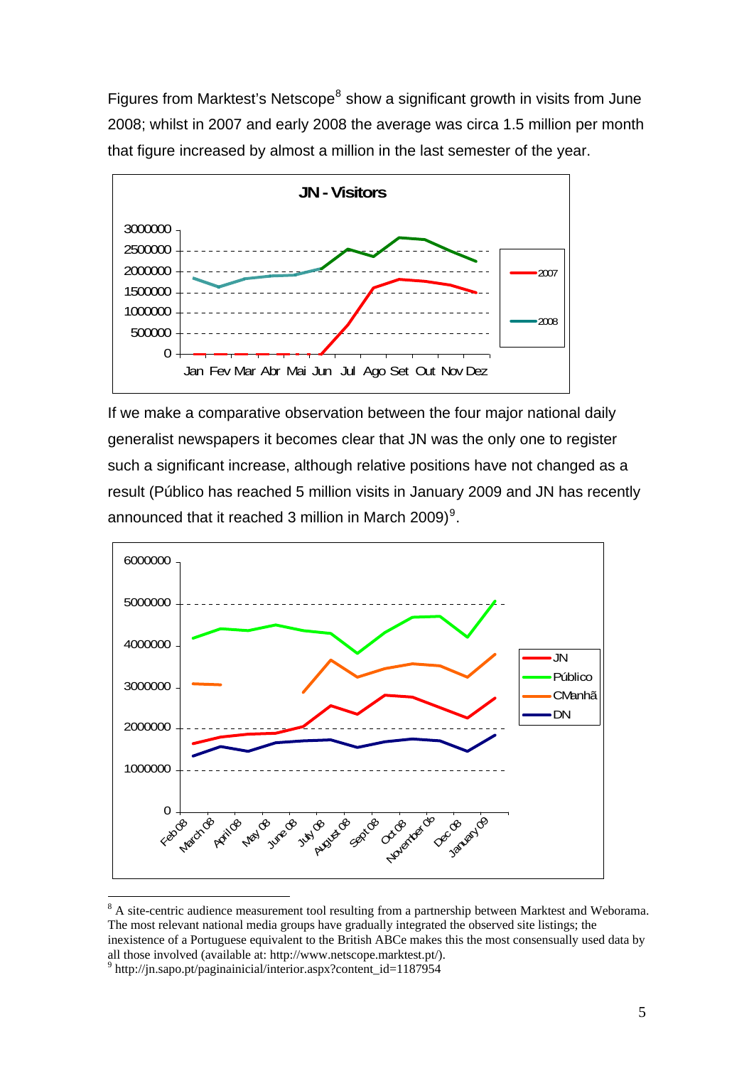Figures from Marktest's Netscope[8] show a significant growth in visits from June 2008; whilst in 2007 and early 2008 the average was circa 1.5 million per month that figure increased by almost a million in the last semester of the year.

JN - Visitors

3000000
2500000
2000000
1500000
1000000
500000
0

Jan Fev Mar Abr Mai Jun Jul Ago Set Out Nov Dez

2007
2008

If we make a comparative observation between the four major national daily generalist newspapers it becomes clear that JN was the only one to register such a significant increase, although relative positions have not changed as a result (Público has reached 5 million visits in January 2009 and JN has recently announced that it reached 3 million in March 2009)[9].

6000000
5000000
4000000
3000000
2000000
1000000
0

Feb 08 March 08 April 08 May 08 June 08 July 08 August 08 Sept 08 Oct 08 November 08 Dec 08 January 09

JN
Público
CManhã
DN

[8] A site-centric audience measurement tool resulting from a partnership between Marktest and Weborama. The most relevant national media groups have gradually integrated the observed site listings; the inexistence of a Portuguese equivalent to the British ABCe makes this the most consensually used data by all those involved (available at: http://www.netscope.marktest.pt/).

[9] http://jn.sapo.pt/paginainicial/interior.aspx?content_id=1187954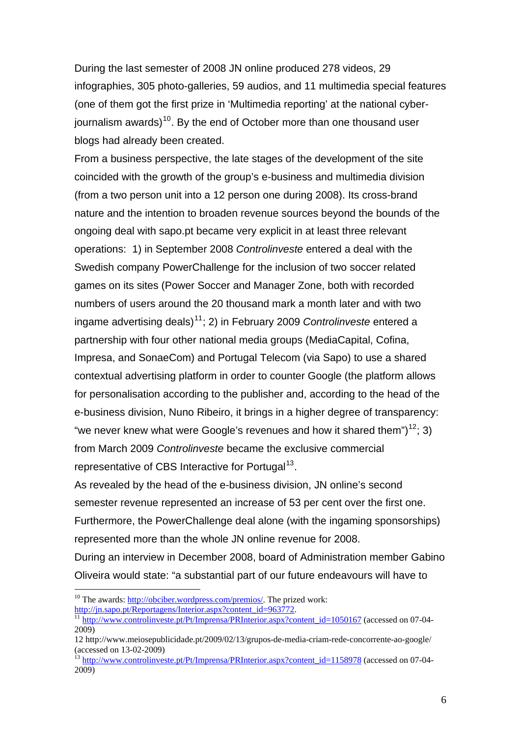During the last semester of 2008 JN online produced 278 videos, 29 infographies, 305 photo-galleries, 59 audios, and 11 multimedia special features (one of them got the first prize in 'Multimedia reporting' at the national cyber-journalism awards)[10]. By the end of October more than one thousand user blogs had already been created.

From a business perspective, the late stages of the development of the site coincided with the growth of the group's e-business and multimedia division (from a two person unit into a 12 person one during 2008). Its cross-brand nature and the intention to broaden revenue sources beyond the bounds of the ongoing deal with sapo.pt became very explicit in at least three relevant operations: 1) in September 2008 *Controlinveste* entered a deal with the Swedish company PowerChallenge for the inclusion of two soccer related games on its sites (Power Soccer and Manager Zone, both with recorded numbers of users around the 20 thousand mark a month later and with two ingame advertising deals)[11]; 2) in February 2009 *Controlinveste* entered a partnership with four other national media groups (MediaCapital, Cofina, Impresa, and SonaeCom) and Portugal Telecom (via Sapo) to use a shared contextual advertising platform in order to counter Google (the platform allows for personalisation according to the publisher and, according to the head of the e-business division, Nuno Ribeiro, it brings in a higher degree of transparency: "we never knew what were Google's revenues and how it shared them")[12]; 3) from March 2009 *Controlinveste* became the exclusive commercial representative of CBS Interactive for Portugal[13].

As revealed by the head of the e-business division, JN online's second semester revenue represented an increase of 53 per cent over the first one. Furthermore, the PowerChallenge deal alone (with the ingaming sponsorships) represented more than the whole JN online revenue for 2008.

During an interview in December 2008, board of Administration member Gabino Oliveira would state: "a substantial part of our future endeavours will have to

---

[10] The awards: http://obciber.wordpress.com/premios/. The prized work: http://jn.sapo.pt/Reportagens/Interior.aspx?content_id=963772.

[11] http://www.controlinveste.pt/Pt/Imprensa/PRInterior.aspx?content_id=1050167 (accessed on 07-04-2009)

[12] http://www.meiosepublicidade.pt/2009/02/13/grupos-de-media-criam-rede-concorrente-ao-google/ (accessed on 13-02-2009)

[13] http://www.controlinveste.pt/Pt/Imprensa/PRInterior.aspx?content_id=1158978 (accessed on 07-04-2009)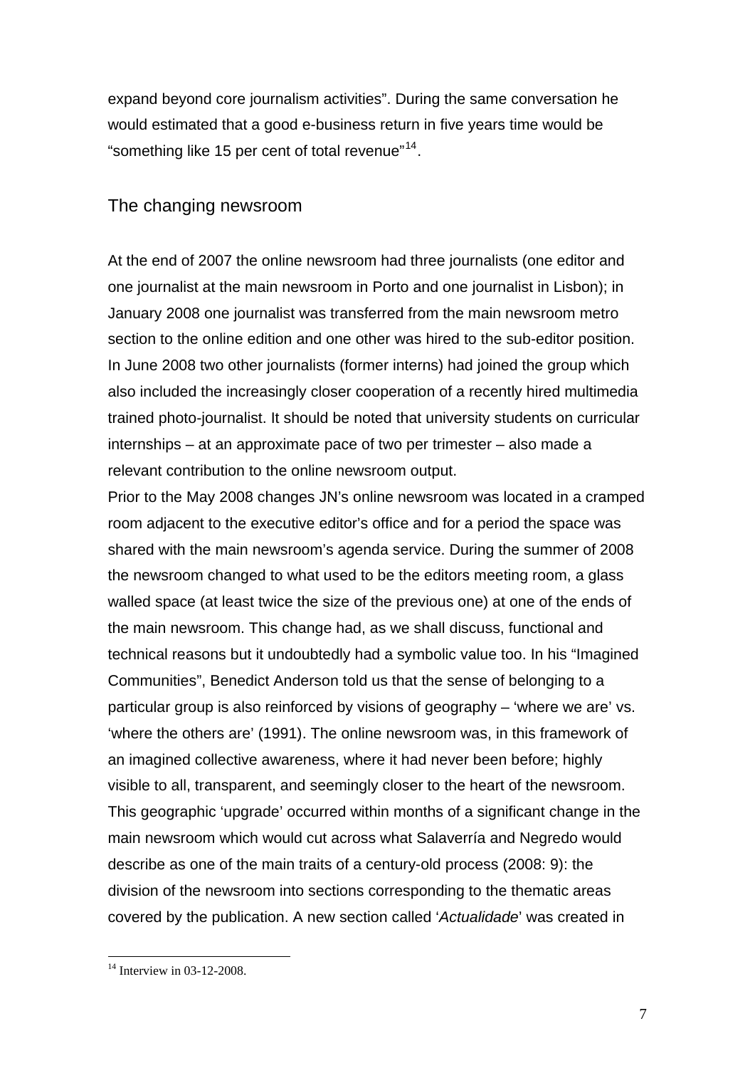expand beyond core journalism activities". During the same conversation he would estimated that a good e-business return in five years time would be "something like 15 per cent of total revenue"[14].

## The changing newsroom

At the end of 2007 the online newsroom had three journalists (one editor and one journalist at the main newsroom in Porto and one journalist in Lisbon); in January 2008 one journalist was transferred from the main newsroom metro section to the online edition and one other was hired to the sub-editor position. In June 2008 two other journalists (former interns) had joined the group which also included the increasingly closer cooperation of a recently hired multimedia trained photo-journalist. It should be noted that university students on curricular internships – at an approximate pace of two per trimester – also made a relevant contribution to the online newsroom output.

Prior to the May 2008 changes JN's online newsroom was located in a cramped room adjacent to the executive editor's office and for a period the space was shared with the main newsroom's agenda service. During the summer of 2008 the newsroom changed to what used to be the editors meeting room, a glass walled space (at least twice the size of the previous one) at one of the ends of the main newsroom. This change had, as we shall discuss, functional and technical reasons but it undoubtedly had a symbolic value too. In his "Imagined Communities", Benedict Anderson told us that the sense of belonging to a particular group is also reinforced by visions of geography – 'where we are' vs. 'where the others are' (1991). The online newsroom was, in this framework of an imagined collective awareness, where it had never been before; highly visible to all, transparent, and seemingly closer to the heart of the newsroom. This geographic 'upgrade' occurred within months of a significant change in the main newsroom which would cut across what Salaverría and Negredo would describe as one of the main traits of a century-old process (2008: 9): the division of the newsroom into sections corresponding to the thematic areas covered by the publication. A new section called '*Actualidade*' was created in

---

[14] Interview in 03-12-2008.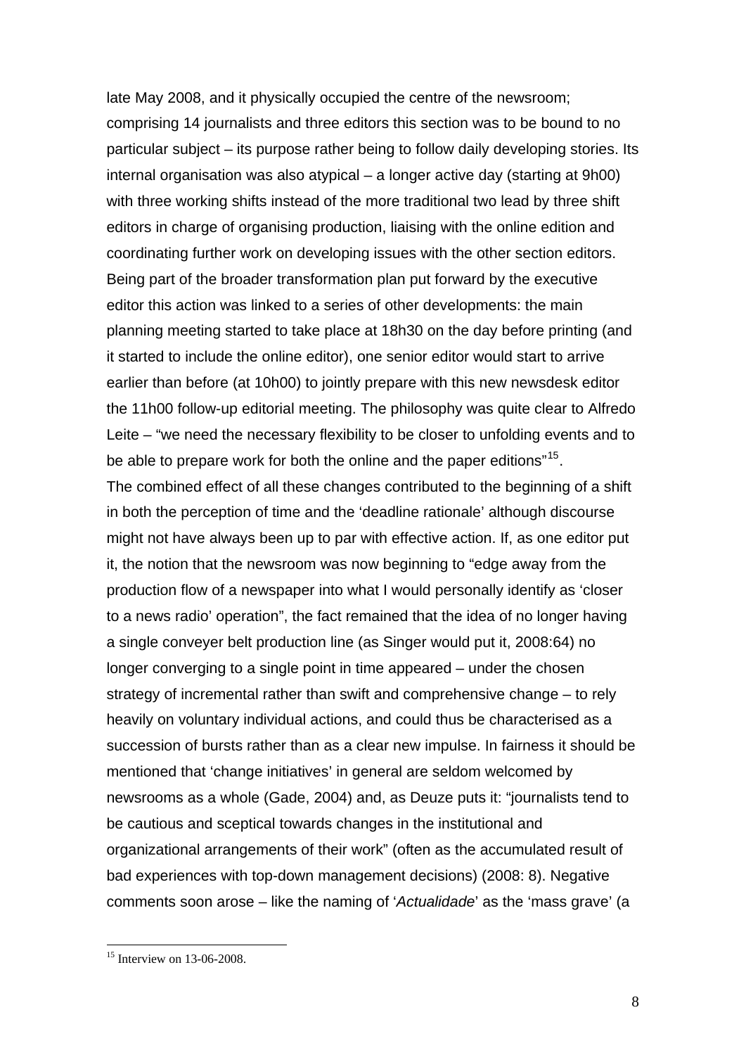late May 2008, and it physically occupied the centre of the newsroom; comprising 14 journalists and three editors this section was to be bound to no particular subject – its purpose rather being to follow daily developing stories. Its internal organisation was also atypical – a longer active day (starting at 9h00) with three working shifts instead of the more traditional two lead by three shift editors in charge of organising production, liaising with the online edition and coordinating further work on developing issues with the other section editors. Being part of the broader transformation plan put forward by the executive editor this action was linked to a series of other developments: the main planning meeting started to take place at 18h30 on the day before printing (and it started to include the online editor), one senior editor would start to arrive earlier than before (at 10h00) to jointly prepare with this new newsdesk editor the 11h00 follow-up editorial meeting. The philosophy was quite clear to Alfredo Leite – "we need the necessary flexibility to be closer to unfolding events and to be able to prepare work for both the online and the paper editions"[15].

The combined effect of all these changes contributed to the beginning of a shift in both the perception of time and the 'deadline rationale' although discourse might not have always been up to par with effective action. If, as one editor put it, the notion that the newsroom was now beginning to "edge away from the production flow of a newspaper into what I would personally identify as 'closer to a news radio' operation", the fact remained that the idea of no longer having a single conveyer belt production line (as Singer would put it, 2008:64) no longer converging to a single point in time appeared – under the chosen strategy of incremental rather than swift and comprehensive change – to rely heavily on voluntary individual actions, and could thus be characterised as a succession of bursts rather than as a clear new impulse. In fairness it should be mentioned that 'change initiatives' in general are seldom welcomed by newsrooms as a whole (Gade, 2004) and, as Deuze puts it: "journalists tend to be cautious and sceptical towards changes in the institutional and organizational arrangements of their work" (often as the accumulated result of bad experiences with top-down management decisions) (2008: 8). Negative comments soon arose – like the naming of '*Actualidade*' as the 'mass grave' (a

---

[15] Interview on 13-06-2008.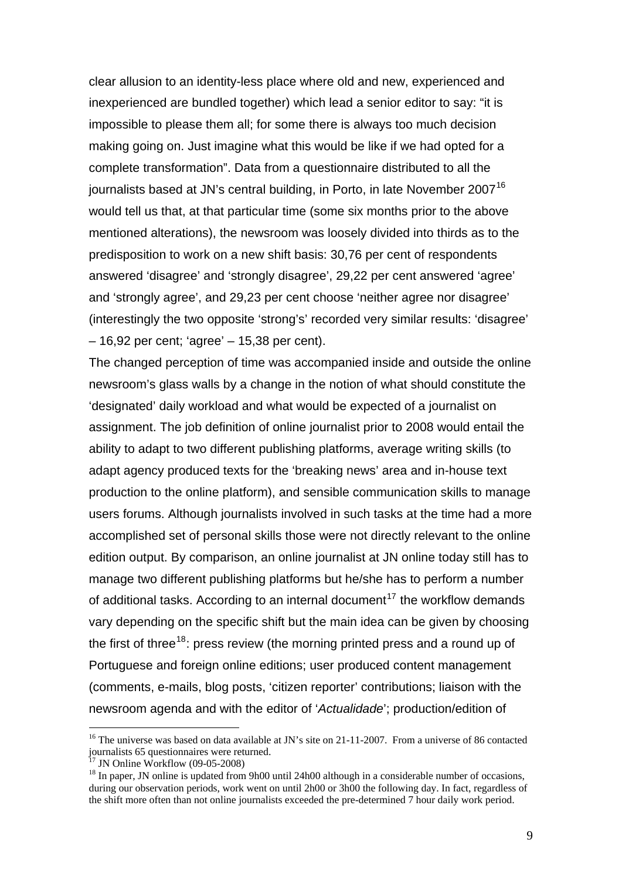clear allusion to an identity-less place where old and new, experienced and inexperienced are bundled together) which lead a senior editor to say: "it is impossible to please them all; for some there is always too much decision making going on. Just imagine what this would be like if we had opted for a complete transformation". Data from a questionnaire distributed to all the journalists based at JN's central building, in Porto, in late November 2007[16] would tell us that, at that particular time (some six months prior to the above mentioned alterations), the newsroom was loosely divided into thirds as to the predisposition to work on a new shift basis: 30,76 per cent of respondents answered 'disagree' and 'strongly disagree', 29,22 per cent answered 'agree' and 'strongly agree', and 29,23 per cent choose 'neither agree nor disagree' (interestingly the two opposite 'strong's' recorded very similar results: 'disagree' – 16,92 per cent; 'agree' – 15,38 per cent).

The changed perception of time was accompanied inside and outside the online newsroom's glass walls by a change in the notion of what should constitute the 'designated' daily workload and what would be expected of a journalist on assignment. The job definition of online journalist prior to 2008 would entail the ability to adapt to two different publishing platforms, average writing skills (to adapt agency produced texts for the 'breaking news' area and in-house text production to the online platform), and sensible communication skills to manage users forums. Although journalists involved in such tasks at the time had a more accomplished set of personal skills those were not directly relevant to the online edition output. By comparison, an online journalist at JN online today still has to manage two different publishing platforms but he/she has to perform a number of additional tasks. According to an internal document[17] the workflow demands vary depending on the specific shift but the main idea can be given by choosing the first of three[18]: press review (the morning printed press and a round up of Portuguese and foreign online editions; user produced content management (comments, e-mails, blog posts, 'citizen reporter' contributions; liaison with the newsroom agenda and with the editor of '*Actualidade*'; production/edition of

[16] The universe was based on data available at JN's site on 21-11-2007. From a universe of 86 contacted journalists 65 questionnaires were returned.

[17] JN Online Workflow (09-05-2008)

[18] In paper, JN online is updated from 9h00 until 24h00 although in a considerable number of occasions, during our observation periods, work went on until 2h00 or 3h00 the following day. In fact, regardless of the shift more often than not online journalists exceeded the pre-determined 7 hour daily work period.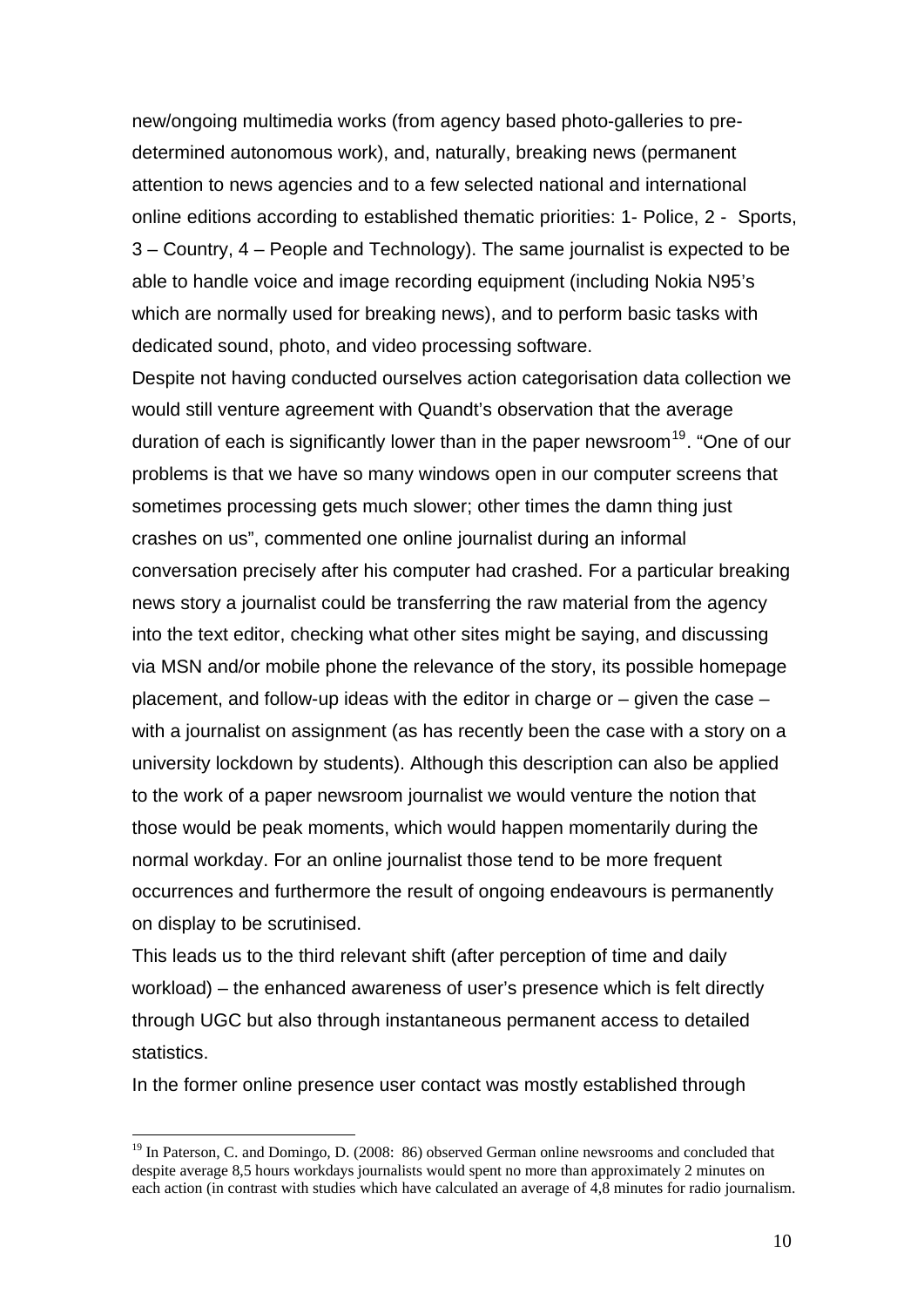new/ongoing multimedia works (from agency based photo-galleries to pre-determined autonomous work), and, naturally, breaking news (permanent attention to news agencies and to a few selected national and international online editions according to established thematic priorities: 1- Police, 2 - Sports, 3 – Country, 4 – People and Technology). The same journalist is expected to be able to handle voice and image recording equipment (including Nokia N95's which are normally used for breaking news), and to perform basic tasks with dedicated sound, photo, and video processing software.

Despite not having conducted ourselves action categorisation data collection we would still venture agreement with Quandt's observation that the average duration of each is significantly lower than in the paper newsroom[19]. "One of our problems is that we have so many windows open in our computer screens that sometimes processing gets much slower; other times the damn thing just crashes on us", commented one online journalist during an informal conversation precisely after his computer had crashed. For a particular breaking news story a journalist could be transferring the raw material from the agency into the text editor, checking what other sites might be saying, and discussing via MSN and/or mobile phone the relevance of the story, its possible homepage placement, and follow-up ideas with the editor in charge or – given the case – with a journalist on assignment (as has recently been the case with a story on a university lockdown by students). Although this description can also be applied to the work of a paper newsroom journalist we would venture the notion that those would be peak moments, which would happen momentarily during the normal workday. For an online journalist those tend to be more frequent occurrences and furthermore the result of ongoing endeavours is permanently on display to be scrutinised.

This leads us to the third relevant shift (after perception of time and daily workload) – the enhanced awareness of user's presence which is felt directly through UGC but also through instantaneous permanent access to detailed statistics.

In the former online presence user contact was mostly established through

[19] In Paterson, C. and Domingo, D. (2008: 86) observed German online newsrooms and concluded that despite average 8,5 hours workdays journalists would spent no more than approximately 2 minutes on each action (in contrast with studies which have calculated an average of 4,8 minutes for radio journalism.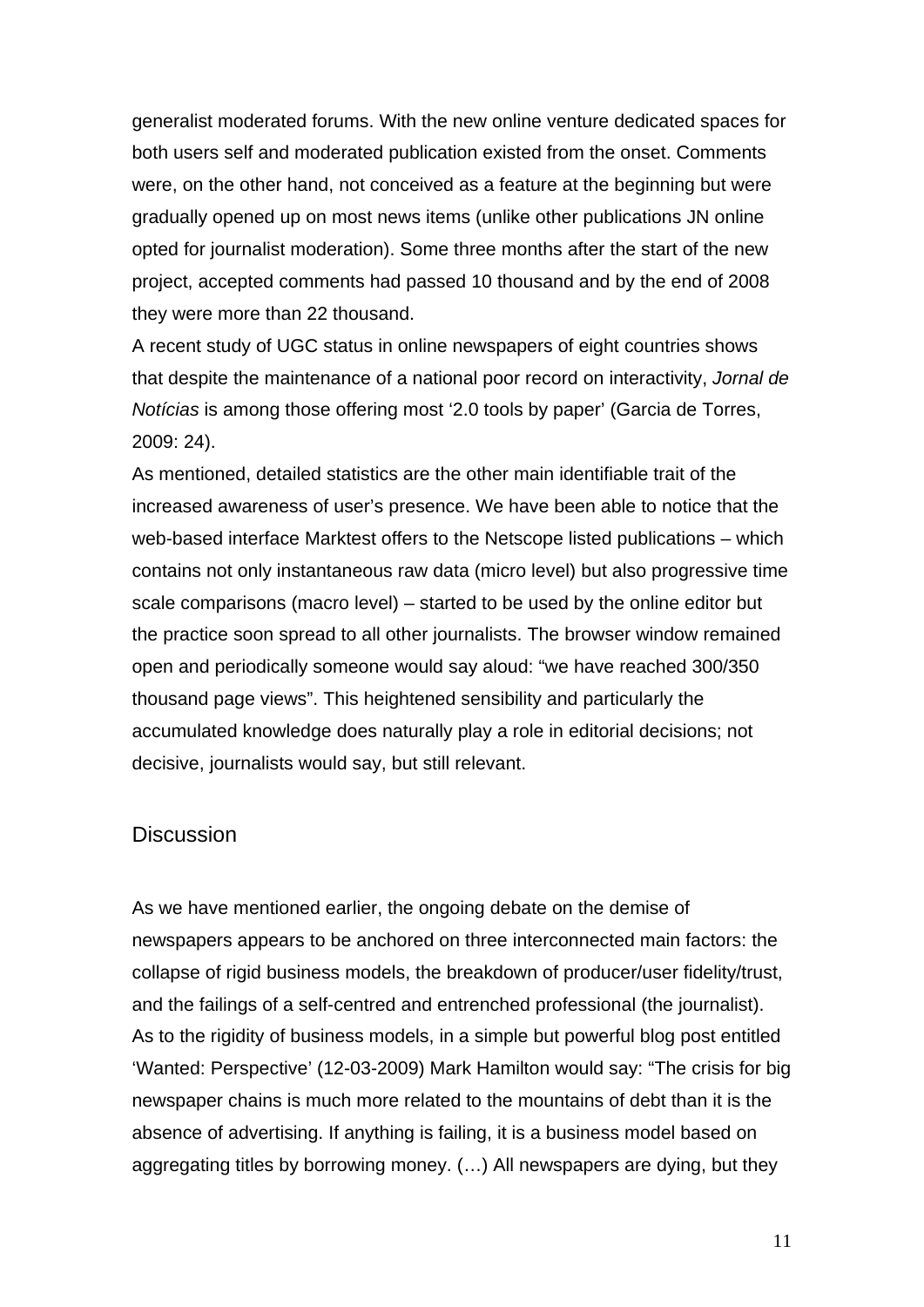generalist moderated forums. With the new online venture dedicated spaces for both users self and moderated publication existed from the onset. Comments were, on the other hand, not conceived as a feature at the beginning but were gradually opened up on most news items (unlike other publications JN online opted for journalist moderation). Some three months after the start of the new project, accepted comments had passed 10 thousand and by the end of 2008 they were more than 22 thousand.

A recent study of UGC status in online newspapers of eight countries shows that despite the maintenance of a national poor record on interactivity, *Jornal de Notícias* is among those offering most '2.0 tools by paper' (Garcia de Torres, 2009: 24).

As mentioned, detailed statistics are the other main identifiable trait of the increased awareness of user's presence. We have been able to notice that the web-based interface Marktest offers to the Netscope listed publications – which contains not only instantaneous raw data (micro level) but also progressive time scale comparisons (macro level) – started to be used by the online editor but the practice soon spread to all other journalists. The browser window remained open and periodically someone would say aloud: "we have reached 300/350 thousand page views". This heightened sensibility and particularly the accumulated knowledge does naturally play a role in editorial decisions; not decisive, journalists would say, but still relevant.

## Discussion

As we have mentioned earlier, the ongoing debate on the demise of newspapers appears to be anchored on three interconnected main factors: the collapse of rigid business models, the breakdown of producer/user fidelity/trust, and the failings of a self-centred and entrenched professional (the journalist).

As to the rigidity of business models, in a simple but powerful blog post entitled 'Wanted: Perspective' (12-03-2009) Mark Hamilton would say: "The crisis for big newspaper chains is much more related to the mountains of debt than it is the absence of advertising. If anything is failing, it is a business model based on aggregating titles by borrowing money. (…) All newspapers are dying, but they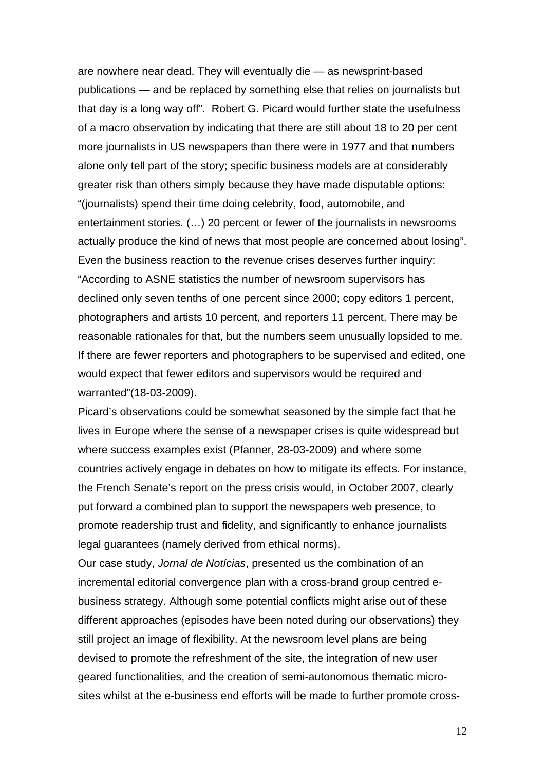are nowhere near dead. They will eventually die — as newsprint-based publications — and be replaced by something else that relies on journalists but that day is a long way off". Robert G. Picard would further state the usefulness of a macro observation by indicating that there are still about 18 to 20 per cent more journalists in US newspapers than there were in 1977 and that numbers alone only tell part of the story; specific business models are at considerably greater risk than others simply because they have made disputable options: "(journalists) spend their time doing celebrity, food, automobile, and entertainment stories. (…) 20 percent or fewer of the journalists in newsrooms actually produce the kind of news that most people are concerned about losing". Even the business reaction to the revenue crises deserves further inquiry: "According to ASNE statistics the number of newsroom supervisors has declined only seven tenths of one percent since 2000; copy editors 1 percent, photographers and artists 10 percent, and reporters 11 percent. There may be reasonable rationales for that, but the numbers seem unusually lopsided to me. If there are fewer reporters and photographers to be supervised and edited, one would expect that fewer editors and supervisors would be required and warranted"(18-03-2009).

Picard's observations could be somewhat seasoned by the simple fact that he lives in Europe where the sense of a newspaper crises is quite widespread but where success examples exist (Pfanner, 28-03-2009) and where some countries actively engage in debates on how to mitigate its effects. For instance, the French Senate's report on the press crisis would, in October 2007, clearly put forward a combined plan to support the newspapers web presence, to promote readership trust and fidelity, and significantly to enhance journalists legal guarantees (namely derived from ethical norms).

Our case study, *Jornal de Notícias*, presented us the combination of an incremental editorial convergence plan with a cross-brand group centred e-business strategy. Although some potential conflicts might arise out of these different approaches (episodes have been noted during our observations) they still project an image of flexibility. At the newsroom level plans are being devised to promote the refreshment of the site, the integration of new user geared functionalities, and the creation of semi-autonomous thematic micro-sites whilst at the e-business end efforts will be made to further promote cross-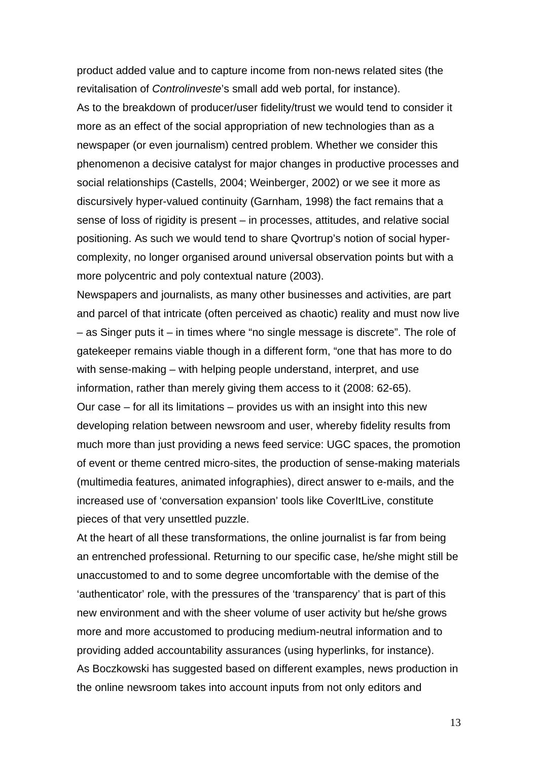product added value and to capture income from non-news related sites (the revitalisation of *Controlinveste*'s small add web portal, for instance).

As to the breakdown of producer/user fidelity/trust we would tend to consider it more as an effect of the social appropriation of new technologies than as a newspaper (or even journalism) centred problem. Whether we consider this phenomenon a decisive catalyst for major changes in productive processes and social relationships (Castells, 2004; Weinberger, 2002) or we see it more as discursively hyper-valued continuity (Garnham, 1998) the fact remains that a sense of loss of rigidity is present – in processes, attitudes, and relative social positioning. As such we would tend to share Qvortrup's notion of social hyper-complexity, no longer organised around universal observation points but with a more polycentric and poly contextual nature (2003).

Newspapers and journalists, as many other businesses and activities, are part and parcel of that intricate (often perceived as chaotic) reality and must now live – as Singer puts it – in times where "no single message is discrete". The role of gatekeeper remains viable though in a different form, "one that has more to do with sense-making – with helping people understand, interpret, and use information, rather than merely giving them access to it (2008: 62-65).

Our case – for all its limitations – provides us with an insight into this new developing relation between newsroom and user, whereby fidelity results from much more than just providing a news feed service: UGC spaces, the promotion of event or theme centred micro-sites, the production of sense-making materials (multimedia features, animated infographies), direct answer to e-mails, and the increased use of 'conversation expansion' tools like CoverItLive, constitute pieces of that very unsettled puzzle.

At the heart of all these transformations, the online journalist is far from being an entrenched professional. Returning to our specific case, he/she might still be unaccustomed to and to some degree uncomfortable with the demise of the 'authenticator' role, with the pressures of the 'transparency' that is part of this new environment and with the sheer volume of user activity but he/she grows more and more accustomed to producing medium-neutral information and to providing added accountability assurances (using hyperlinks, for instance).

As Boczkowski has suggested based on different examples, news production in the online newsroom takes into account inputs from not only editors and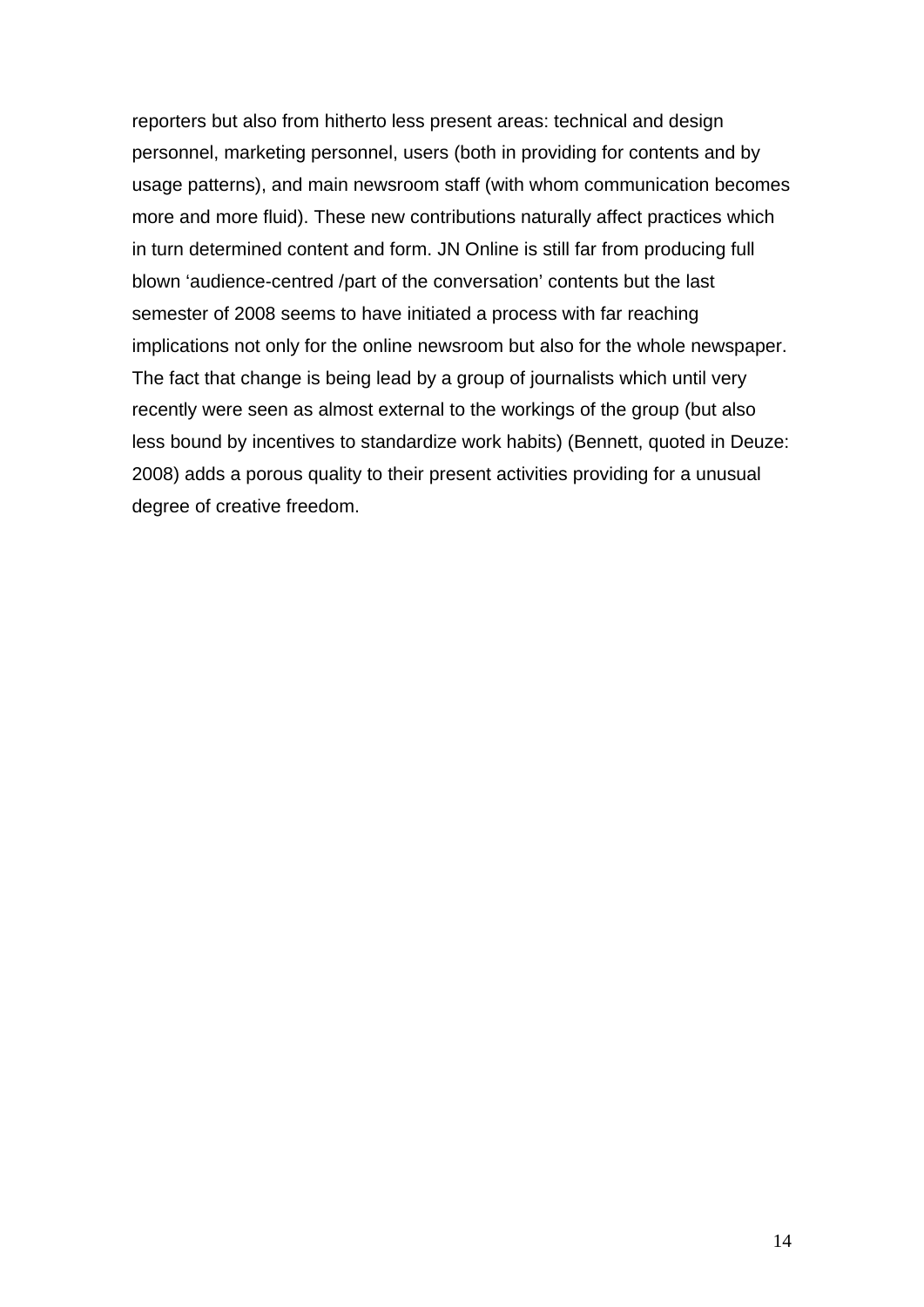reporters but also from hitherto less present areas: technical and design personnel, marketing personnel, users (both in providing for contents and by usage patterns), and main newsroom staff (with whom communication becomes more and more fluid). These new contributions naturally affect practices which in turn determined content and form. JN Online is still far from producing full blown 'audience-centred /part of the conversation' contents but the last semester of 2008 seems to have initiated a process with far reaching implications not only for the online newsroom but also for the whole newspaper. The fact that change is being lead by a group of journalists which until very recently were seen as almost external to the workings of the group (but also less bound by incentives to standardize work habits) (Bennett, quoted in Deuze: 2008) adds a porous quality to their present activities providing for a unusual degree of creative freedom.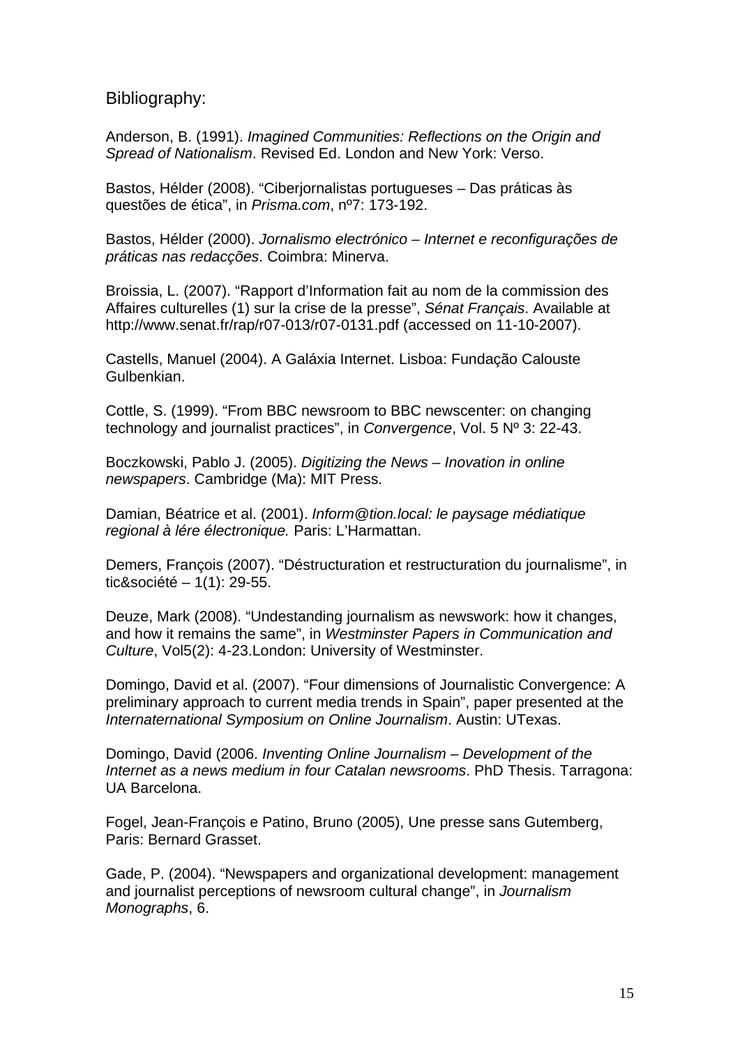Bibliography:

Anderson, B. (1991). *Imagined Communities: Reflections on the Origin and Spread of Nationalism*. Revised Ed. London and New York: Verso.

Bastos, Hélder (2008). "Ciberjornalistas portugueses – Das práticas às questões de ética", in *Prisma.com*, nº7: 173-192.

Bastos, Hélder (2000). *Jornalismo electrónico – Internet e reconfigurações de práticas nas redacções*. Coimbra: Minerva.

Broissia, L. (2007). "Rapport d'Information fait au nom de la commission des Affaires culturelles (1) sur la crise de la presse", *Sénat Français*. Available at http://www.senat.fr/rap/r07-013/r07-0131.pdf (accessed on 11-10-2007).

Castells, Manuel (2004). A Galáxia Internet. Lisboa: Fundação Calouste Gulbenkian.

Cottle, S. (1999). "From BBC newsroom to BBC newscenter: on changing technology and journalist practices", in *Convergence*, Vol. 5 Nº 3: 22-43.

Boczkowski, Pablo J. (2005). *Digitizing the News – Inovation in online newspapers*. Cambridge (Ma): MIT Press.

Damian, Béatrice et al. (2001). *Inform@tion.local: le paysage médiatique regional à lére électronique.* Paris: L'Harmattan.

Demers, François (2007). "Déstructuration et restructuration du journalisme", in tic&société – 1(1): 29-55.

Deuze, Mark (2008). "Undestanding journalism as newswork: how it changes, and how it remains the same", in *Westminster Papers in Communication and Culture*, Vol5(2): 4-23.London: University of Westminster.

Domingo, David et al. (2007). "Four dimensions of Journalistic Convergence: A preliminary approach to current media trends in Spain", paper presented at the *Internaternational Symposium on Online Journalism*. Austin: UTexas.

Domingo, David (2006. *Inventing Online Journalism – Development of the Internet as a news medium in four Catalan newsrooms*. PhD Thesis. Tarragona: UA Barcelona.

Fogel, Jean-François e Patino, Bruno (2005), Une presse sans Gutemberg, Paris: Bernard Grasset.

Gade, P. (2004). "Newspapers and organizational development: management and journalist perceptions of newsroom cultural change", in *Journalism Monographs*, 6.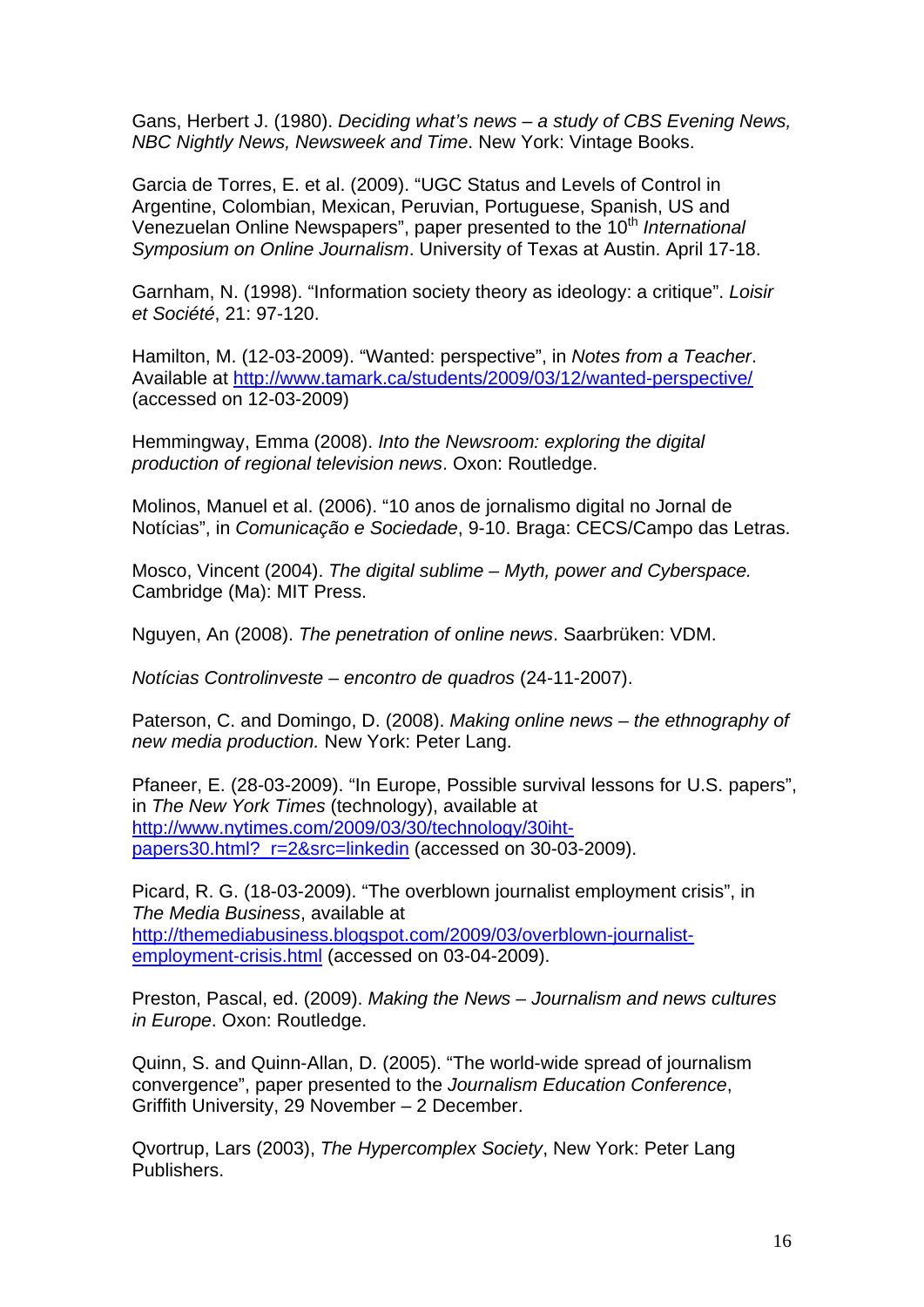Gans, Herbert J. (1980). *Deciding what's news – a study of CBS Evening News, NBC Nightly News, Newsweek and Time*. New York: Vintage Books.

Garcia de Torres, E. et al. (2009). "UGC Status and Levels of Control in Argentine, Colombian, Mexican, Peruvian, Portuguese, Spanish, US and Venezuelan Online Newspapers", paper presented to the 10th *International Symposium on Online Journalism*. University of Texas at Austin. April 17-18.

Garnham, N. (1998). "Information society theory as ideology: a critique". *Loisir et Société*, 21: 97-120.

Hamilton, M. (12-03-2009). "Wanted: perspective", in *Notes from a Teacher*. Available at http://www.tamark.ca/students/2009/03/12/wanted-perspective/ (accessed on 12-03-2009)

Hemmingway, Emma (2008). *Into the Newsroom: exploring the digital production of regional television news*. Oxon: Routledge.

Molinos, Manuel et al. (2006). "10 anos de jornalismo digital no Jornal de Notícias", in *Comunicação e Sociedade*, 9-10. Braga: CECS/Campo das Letras.

Mosco, Vincent (2004). *The digital sublime – Myth, power and Cyberspace.* Cambridge (Ma): MIT Press.

Nguyen, An (2008). *The penetration of online news*. Saarbrüken: VDM.

*Notícias Controlinveste – encontro de quadros* (24-11-2007).

Paterson, C. and Domingo, D. (2008). *Making online news – the ethnography of new media production.* New York: Peter Lang.

Pfaneer, E. (28-03-2009). "In Europe, Possible survival lessons for U.S. papers", in *The New York Times* (technology), available at http://www.nytimes.com/2009/03/30/technology/30iht-papers30.html?_r=2&src=linkedin (accessed on 30-03-2009).

Picard, R. G. (18-03-2009). "The overblown journalist employment crisis", in *The Media Business*, available at http://themediabusiness.blogspot.com/2009/03/overblown-journalist-employment-crisis.html (accessed on 03-04-2009).

Preston, Pascal, ed. (2009). *Making the News – Journalism and news cultures in Europe*. Oxon: Routledge.

Quinn, S. and Quinn-Allan, D. (2005). "The world-wide spread of journalism convergence", paper presented to the *Journalism Education Conference*, Griffith University, 29 November – 2 December.

Qvortrup, Lars (2003), *The Hypercomplex Society*, New York: Peter Lang Publishers.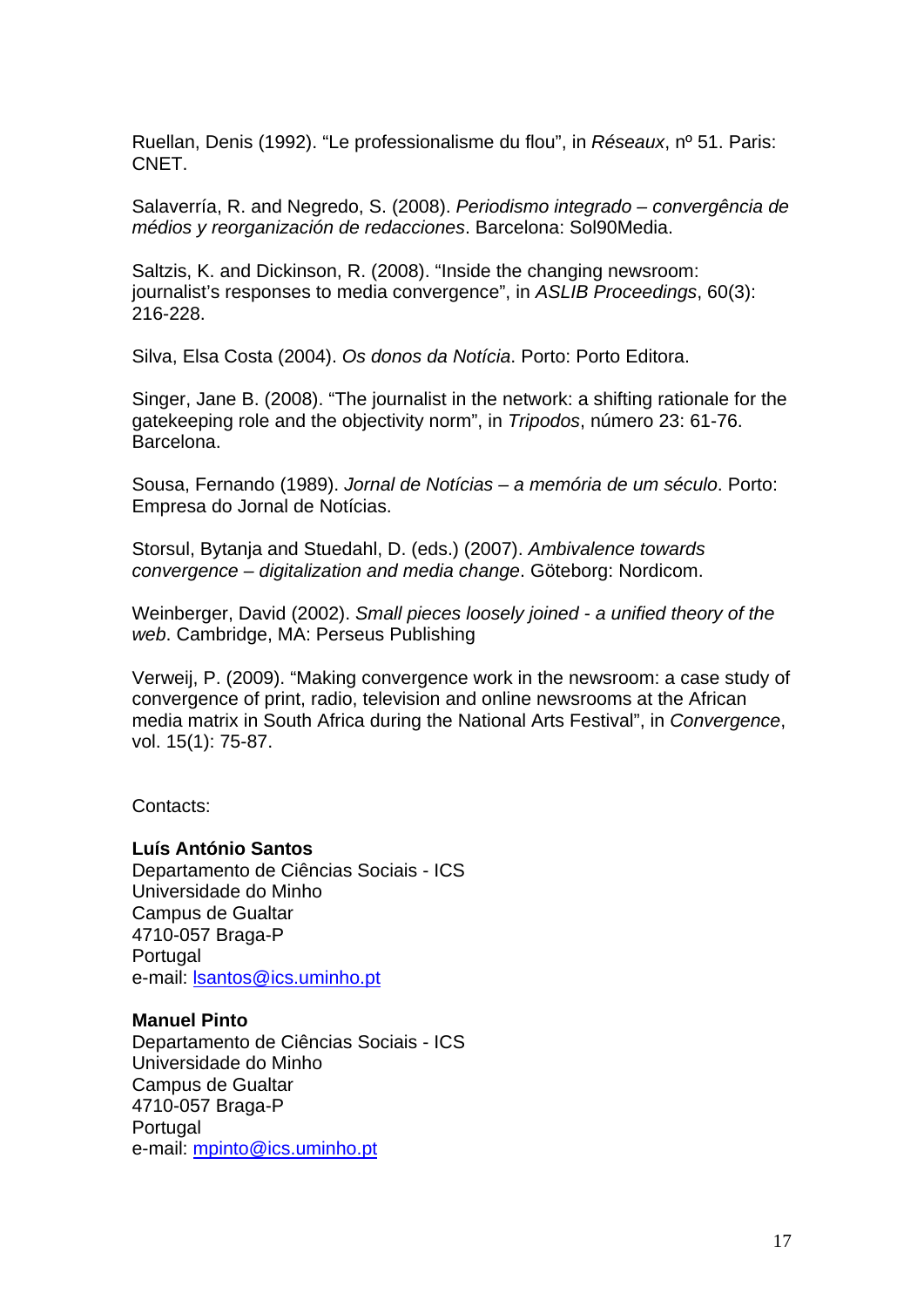Ruellan, Denis (1992). “Le professionalisme du flou”, in *Réseaux*, nº 51. Paris: CNET.

Salaverría, R. and Negredo, S. (2008). *Periodismo integrado – convergência de médios y reorganización de redacciones*. Barcelona: Sol90Media.

Saltzis, K. and Dickinson, R. (2008). “Inside the changing newsroom: journalist’s responses to media convergence”, in *ASLIB Proceedings*, 60(3): 216-228.

Silva, Elsa Costa (2004). *Os donos da Notícia*. Porto: Porto Editora.

Singer, Jane B. (2008). “The journalist in the network: a shifting rationale for the gatekeeping role and the objectivity norm”, in *Tripodos*, número 23: 61-76. Barcelona.

Sousa, Fernando (1989). *Jornal de Notícias – a memória de um século*. Porto: Empresa do Jornal de Notícias.

Storsul, Bytanja and Stuedahl, D. (eds.) (2007). *Ambivalence towards convergence – digitalization and media change*. Göteborg: Nordicom.

Weinberger, David (2002). *Small pieces loosely joined - a unified theory of the web*. Cambridge, MA: Perseus Publishing

Verweij, P. (2009). “Making convergence work in the newsroom: a case study of convergence of print, radio, television and online newsrooms at the African media matrix in South Africa during the National Arts Festival”, in *Convergence*, vol. 15(1): 75-87.

Contacts:

**Luís António Santos**
Departamento de Ciências Sociais - ICS
Universidade do Minho
Campus de Gualtar
4710-057 Braga-P
Portugal
e-mail: lsantos@ics.uminho.pt

**Manuel Pinto**
Departamento de Ciências Sociais - ICS
Universidade do Minho
Campus de Gualtar
4710-057 Braga-P
Portugal
e-mail: mpinto@ics.uminho.pt